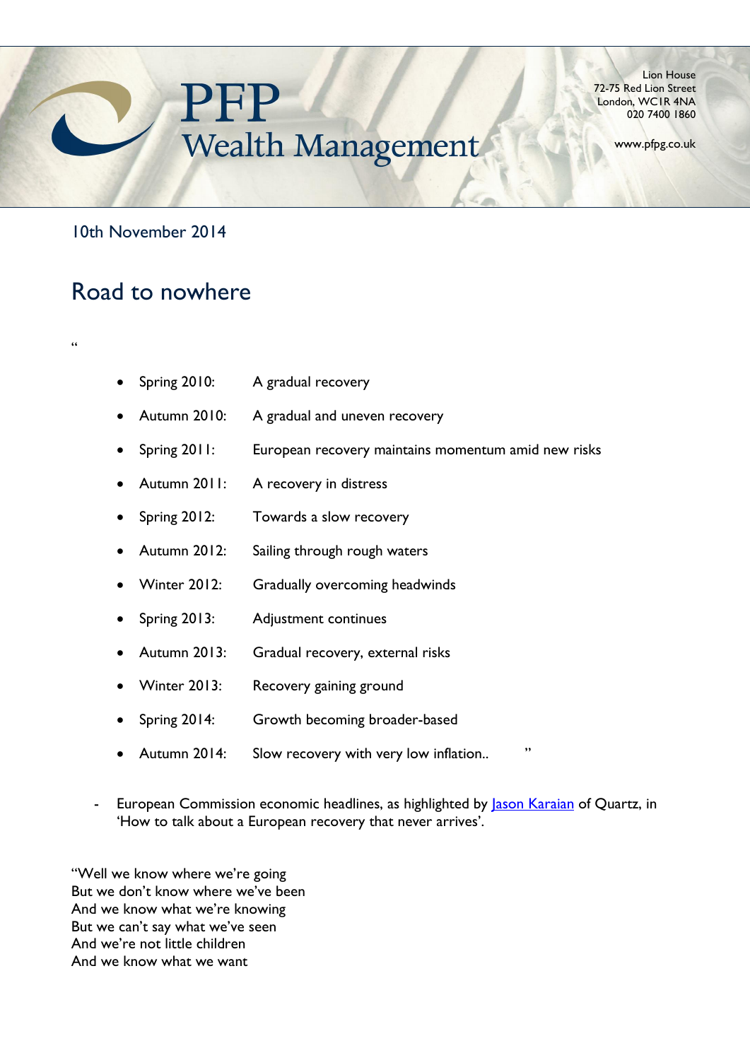PFP Wealth Management

Lion House
72-75 Red Lion Street
London, WC1R 4NA
020 7400 1860

www.pfpg.co.uk

10th November 2014

# Road to nowhere

"

- Spring 2010: A gradual recovery
- Autumn 2010: A gradual and uneven recovery
- Spring 2011: European recovery maintains momentum amid new risks
- Autumn 2011: A recovery in distress
- Spring 2012: Towards a slow recovery
- Autumn 2012: Sailing through rough waters
- Winter 2012: Gradually overcoming headwinds
- Spring 2013: Adjustment continues
- Autumn 2013: Gradual recovery, external risks
- Winter 2013: Recovery gaining ground
- Spring 2014: Growth becoming broader-based
- Autumn 2014: Slow recovery with very low inflation.. "

- European Commission economic headlines, as highlighted by Jason Karaian of Quartz, in 'How to talk about a European recovery that never arrives'.

"Well we know where we're going
But we don't know where we've been
And we know what we're knowing
But we can't say what we've seen
And we're not little children
And we know what we want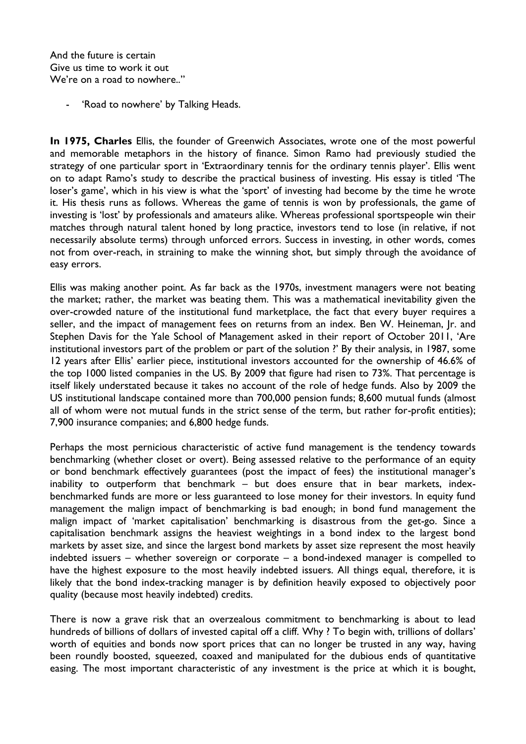And the future is certain
Give us time to work it out
We're on a road to nowhere.."

- 'Road to nowhere' by Talking Heads.

**In 1975, Charles** Ellis, the founder of Greenwich Associates, wrote one of the most powerful and memorable metaphors in the history of finance. Simon Ramo had previously studied the strategy of one particular sport in 'Extraordinary tennis for the ordinary tennis player'. Ellis went on to adapt Ramo's study to describe the practical business of investing. His essay is titled 'The loser's game', which in his view is what the 'sport' of investing had become by the time he wrote it. His thesis runs as follows. Whereas the game of tennis is won by professionals, the game of investing is 'lost' by professionals and amateurs alike. Whereas professional sportspeople win their matches through natural talent honed by long practice, investors tend to lose (in relative, if not necessarily absolute terms) through unforced errors. Success in investing, in other words, comes not from over-reach, in straining to make the winning shot, but simply through the avoidance of easy errors.

Ellis was making another point. As far back as the 1970s, investment managers were not beating the market; rather, the market was beating them. This was a mathematical inevitability given the over-crowded nature of the institutional fund marketplace, the fact that every buyer requires a seller, and the impact of management fees on returns from an index. Ben W. Heineman, Jr. and Stephen Davis for the Yale School of Management asked in their report of October 2011, 'Are institutional investors part of the problem or part of the solution ?' By their analysis, in 1987, some 12 years after Ellis' earlier piece, institutional investors accounted for the ownership of 46.6% of the top 1000 listed companies in the US. By 2009 that figure had risen to 73%. That percentage is itself likely understated because it takes no account of the role of hedge funds. Also by 2009 the US institutional landscape contained more than 700,000 pension funds; 8,600 mutual funds (almost all of whom were not mutual funds in the strict sense of the term, but rather for-profit entities); 7,900 insurance companies; and 6,800 hedge funds.

Perhaps the most pernicious characteristic of active fund management is the tendency towards benchmarking (whether closet or overt). Being assessed relative to the performance of an equity or bond benchmark effectively guarantees (post the impact of fees) the institutional manager's inability to outperform that benchmark – but does ensure that in bear markets, index-benchmarked funds are more or less guaranteed to lose money for their investors. In equity fund management the malign impact of benchmarking is bad enough; in bond fund management the malign impact of 'market capitalisation' benchmarking is disastrous from the get-go. Since a capitalisation benchmark assigns the heaviest weightings in a bond index to the largest bond markets by asset size, and since the largest bond markets by asset size represent the most heavily indebted issuers – whether sovereign or corporate – a bond-indexed manager is compelled to have the highest exposure to the most heavily indebted issuers. All things equal, therefore, it is likely that the bond index-tracking manager is by definition heavily exposed to objectively poor quality (because most heavily indebted) credits.

There is now a grave risk that an overzealous commitment to benchmarking is about to lead hundreds of billions of dollars of invested capital off a cliff. Why ? To begin with, trillions of dollars' worth of equities and bonds now sport prices that can no longer be trusted in any way, having been roundly boosted, squeezed, coaxed and manipulated for the dubious ends of quantitative easing. The most important characteristic of any investment is the price at which it is bought,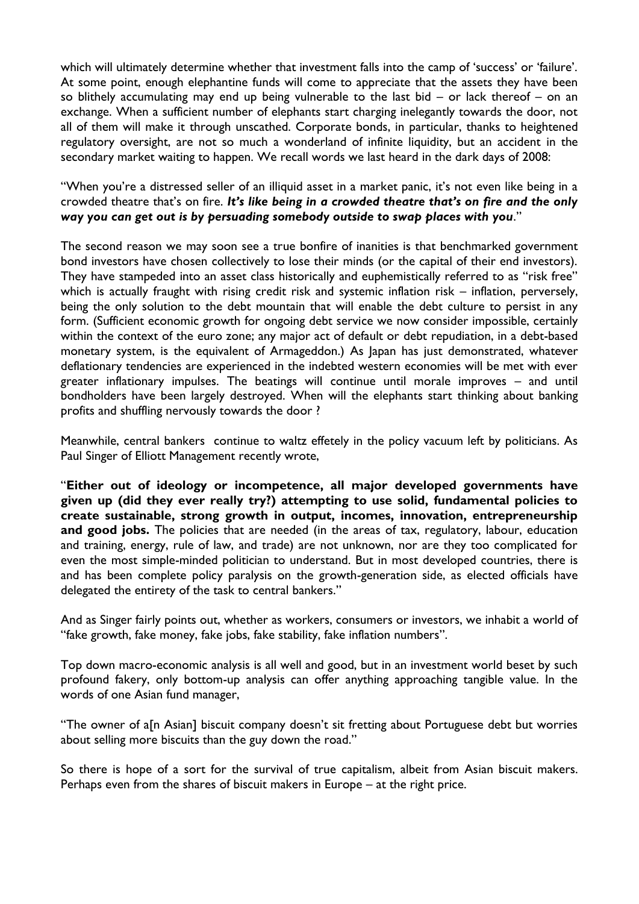which will ultimately determine whether that investment falls into the camp of 'success' or 'failure'. At some point, enough elephantine funds will come to appreciate that the assets they have been so blithely accumulating may end up being vulnerable to the last bid – or lack thereof – on an exchange. When a sufficient number of elephants start charging inelegantly towards the door, not all of them will make it through unscathed. Corporate bonds, in particular, thanks to heightened regulatory oversight, are not so much a wonderland of infinite liquidity, but an accident in the secondary market waiting to happen. We recall words we last heard in the dark days of 2008:

"When you're a distressed seller of an illiquid asset in a market panic, it's not even like being in a crowded theatre that's on fire. ***It's like being in a crowded theatre that's on fire and the only way you can get out is by persuading somebody outside to swap places with you***."

The second reason we may soon see a true bonfire of inanities is that benchmarked government bond investors have chosen collectively to lose their minds (or the capital of their end investors). They have stampeded into an asset class historically and euphemistically referred to as "risk free" which is actually fraught with rising credit risk and systemic inflation risk – inflation, perversely, being the only solution to the debt mountain that will enable the debt culture to persist in any form. (Sufficient economic growth for ongoing debt service we now consider impossible, certainly within the context of the euro zone; any major act of default or debt repudiation, in a debt-based monetary system, is the equivalent of Armageddon.) As Japan has just demonstrated, whatever deflationary tendencies are experienced in the indebted western economies will be met with ever greater inflationary impulses. The beatings will continue until morale improves – and until bondholders have been largely destroyed. When will the elephants start thinking about banking profits and shuffling nervously towards the door ?

Meanwhile, central bankers continue to waltz effetely in the policy vacuum left by politicians. As Paul Singer of Elliott Management recently wrote,

"**Either out of ideology or incompetence, all major developed governments have given up (did they ever really try?) attempting to use solid, fundamental policies to create sustainable, strong growth in output, incomes, innovation, entrepreneurship and good jobs.** The policies that are needed (in the areas of tax, regulatory, labour, education and training, energy, rule of law, and trade) are not unknown, nor are they too complicated for even the most simple-minded politician to understand. But in most developed countries, there is and has been complete policy paralysis on the growth-generation side, as elected officials have delegated the entirety of the task to central bankers."

And as Singer fairly points out, whether as workers, consumers or investors, we inhabit a world of "fake growth, fake money, fake jobs, fake stability, fake inflation numbers".

Top down macro-economic analysis is all well and good, but in an investment world beset by such profound fakery, only bottom-up analysis can offer anything approaching tangible value. In the words of one Asian fund manager,

"The owner of a[n Asian] biscuit company doesn't sit fretting about Portuguese debt but worries about selling more biscuits than the guy down the road."

So there is hope of a sort for the survival of true capitalism, albeit from Asian biscuit makers. Perhaps even from the shares of biscuit makers in Europe – at the right price.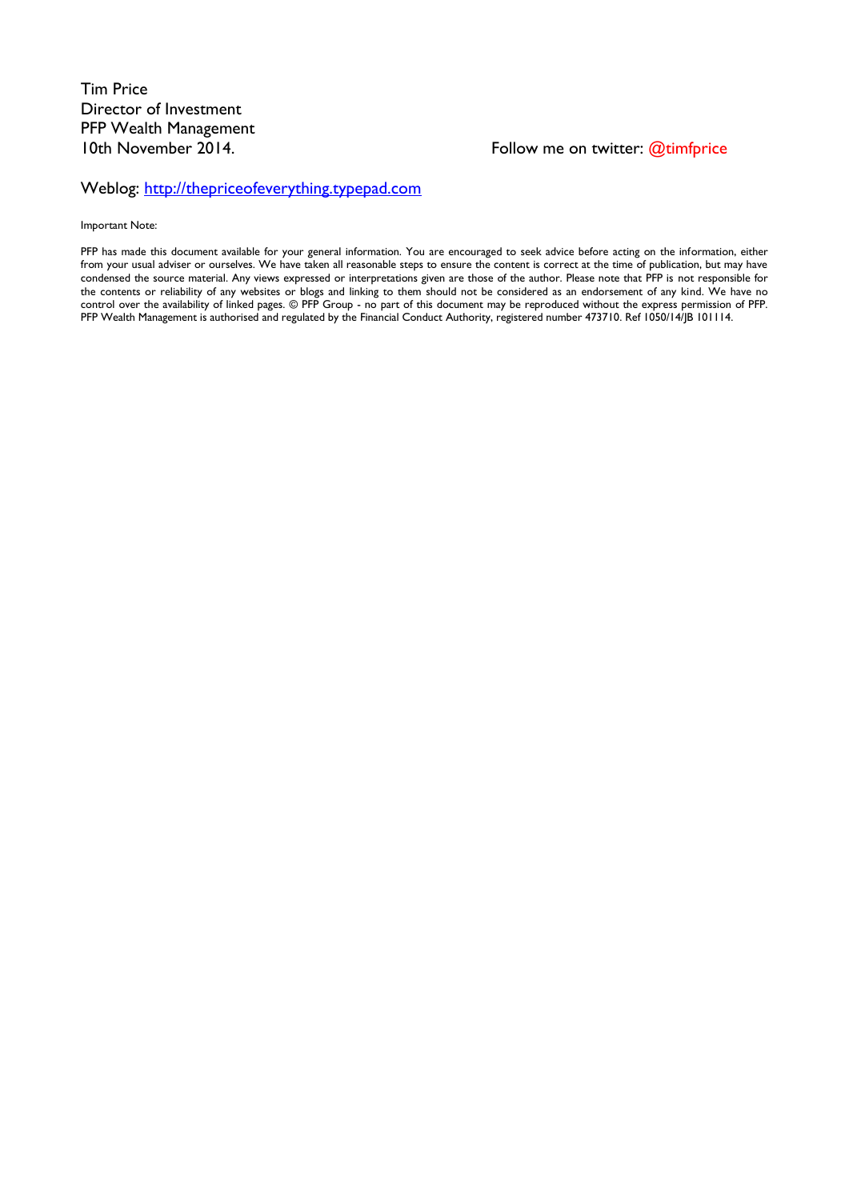Tim Price
Director of Investment
PFP Wealth Management
10th November 2014.

Follow me on twitter: @timfprice

Weblog: [http://thepriceofeverything.typepad.com](http://thepriceofeverything.typepad.com)

Important Note:

PFP has made this document available for your general information. You are encouraged to seek advice before acting on the information, either from your usual adviser or ourselves. We have taken all reasonable steps to ensure the content is correct at the time of publication, but may have condensed the source material. Any views expressed or interpretations given are those of the author. Please note that PFP is not responsible for the contents or reliability of any websites or blogs and linking to them should not be considered as an endorsement of any kind. We have no control over the availability of linked pages. © PFP Group - no part of this document may be reproduced without the express permission of PFP. PFP Wealth Management is authorised and regulated by the Financial Conduct Authority, registered number 473710. Ref 1050/14/JB 101114.